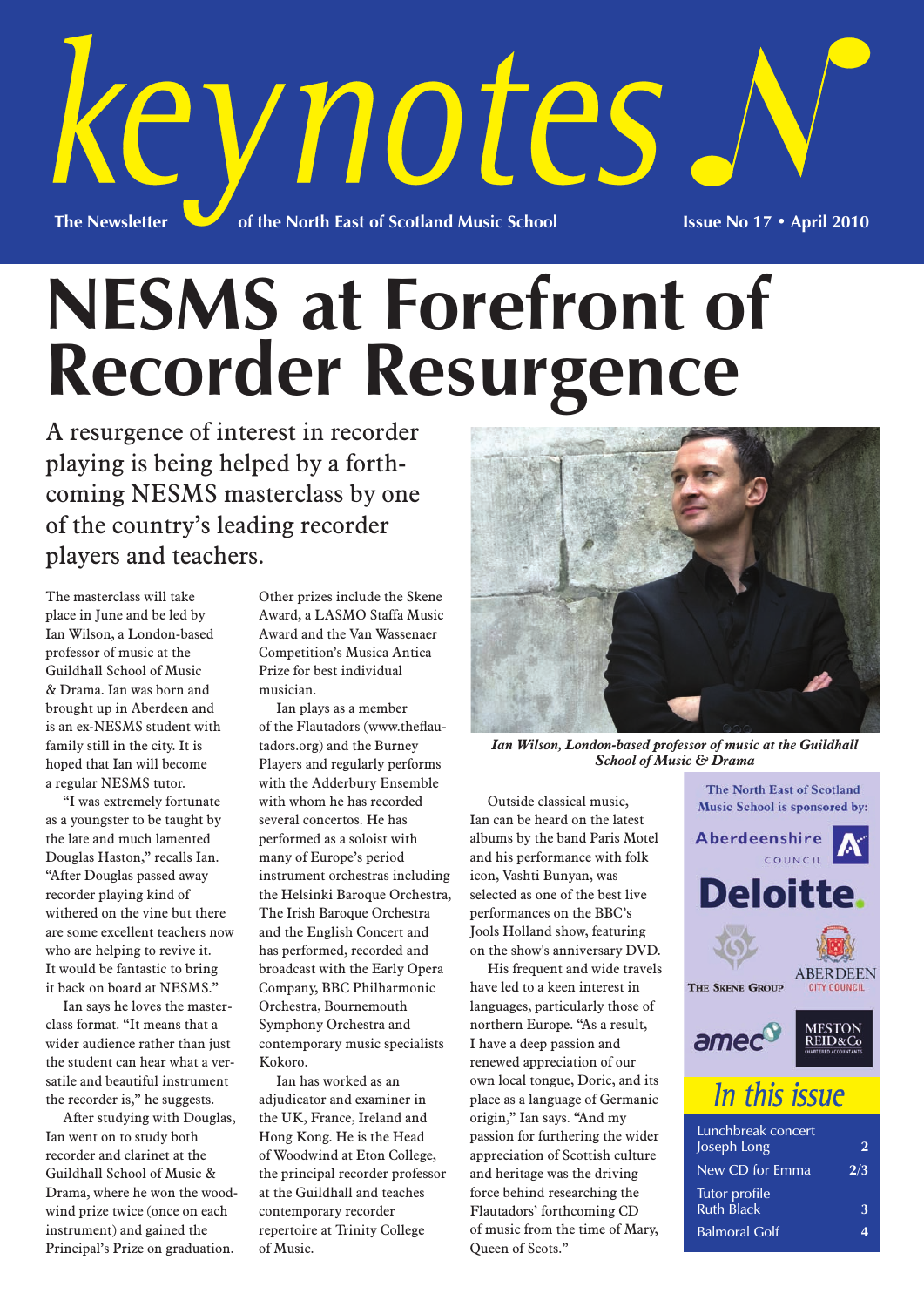# keynotes

The Newsletter of the North East of Scotland Music School

Issue No 17 • April 2010

# NESMS at Forefront of Recorder Resurgence

A resurgence of interest in recorder playing is being helped by a forthcoming NESMS masterclass by one of the country's leading recorder players and teachers.

The masterclass will take place in June and be led by Ian Wilson, a London-based professor of music at the Guildhall School of Music & Drama. Ian was born and brought up in Aberdeen and is an ex-NESMS student with family still in the city. It is hoped that Ian will become a regular NESMS tutor.

"I was extremely fortunate as a youngster to be taught by the late and much lamented Douglas Haston," recalls Ian. "After Douglas passed away recorder playing kind of withered on the vine but there are some excellent teachers now who are helping to revive it. It would be fantastic to bring it back on board at NESMS."

Ian says he loves the masterclass format. "It means that a wider audience rather than just the student can hear what a versatile and beautiful instrument the recorder is," he suggests.

After studying with Douglas, Ian went on to study both recorder and clarinet at the Guildhall School of Music & Drama, where he won the woodwind prize twice (once on each instrument) and gained the Principal's Prize on graduation.

Other prizes include the Skene Award, a LASMO Staffa Music Award and the Van Wassenaer Competition's Musica Antica Prize for best individual musician.

Ian plays as a member of the Flautadors (www.theflautadors.org) and the Burney Players and regularly performs with the Adderbury Ensemble with whom he has recorded several concertos. He has performed as a soloist with many of Europe's period instrument orchestras including the Helsinki Baroque Orchestra, The Irish Baroque Orchestra and the English Concert and has performed, recorded and broadcast with the Early Opera Company, BBC Philharmonic Orchestra, Bournemouth Symphony Orchestra and contemporary music specialists Kokoro.

Ian has worked as an adjudicator and examiner in the UK, France, Ireland and Hong Kong. He is the Head of Woodwind at Eton College, the principal recorder professor at the Guildhall and teaches contemporary recorder repertoire at Trinity College of Music.

*Ian Wilson, London-based professor of music at the Guildhall School of Music & Drama*

Outside classical music, Ian can be heard on the latest albums by the band Paris Motel and his performance with folk icon, Vashti Bunyan, was selected as one of the best live performances on the BBC's Jools Holland show, featuring on the show's anniversary DVD.

His frequent and wide travels have led to a keen interest in languages, particularly those of northern Europe. "As a result, I have a deep passion and renewed appreciation of our own local tongue, Doric, and its place as a language of Germanic origin," Ian says. "And my passion for furthering the wider appreciation of Scottish culture and heritage was the driving force behind researching the Flautadors' forthcoming CD of music from the time of Mary, Queen of Scots."

The North East of Scotland Music School is sponsored by:

Aberdeenshire Council • Deloitte • The Skene Group • Aberdeen City Council • amec • Meston Reid & Co Chartered Accountants

## In this issue

| | |
|---|---|
| Lunchbreak concert Joseph Long | 2 |
| New CD for Emma | 2/3 |
| Tutor profile Ruth Black | 3 |
| Balmoral Golf | 4 |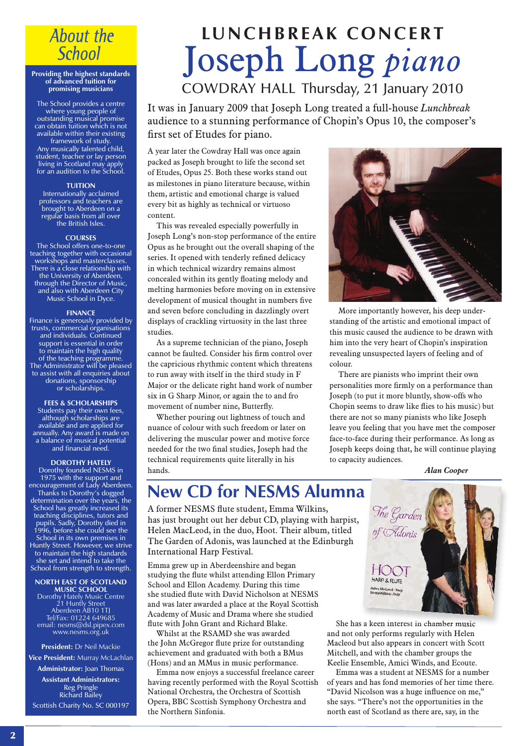# LUNCHBREAK CONCERT

# Joseph Long *piano*

## COWDRAY HALL Thursday, 21 January 2010

It was in January 2009 that Joseph Long treated a full-house *Lunchbreak* audience to a stunning performance of Chopin's Opus 10, the composer's first set of Etudes for piano.

A year later the Cowdray Hall was once again packed as Joseph brought to life the second set of Etudes, Opus 25. Both these works stand out as milestones in piano literature because, within them, artistic and emotional charge is valued every bit as highly as technical or virtuoso content.

This was revealed especially powerfully in Joseph Long's non-stop performance of the entire Opus as he brought out the overall shaping of the series. It opened with tenderly refined delicacy in which technical wizardry remains almost concealed within its gently floating melody and melting harmonies before moving on in extensive development of musical thought in numbers five and seven before concluding in dazzlingly overt displays of crackling virtuosity in the last three studies.

As a supreme technician of the piano, Joseph cannot be faulted. Consider his firm control over the capricious rhythmic content which threatens to run away with itself in the third study in F Major or the delicate right hand work of number six in G Sharp Minor, or again the to and fro movement of number nine, Butterfly.

Whether pouring out lightness of touch and nuance of colour with such freedom or later on delivering the muscular power and motive force needed for the two final studies, Joseph had the technical requirements quite literally in his hands.

More importantly however, his deep understanding of the artistic and emotional impact of this music caused the audience to be drawn with him into the very heart of Chopin's inspiration revealing unsuspected layers of feeling and of colour.

There are pianists who imprint their own personalities more firmly on a performance than Joseph (to put it more bluntly, show-offs who Chopin seems to draw like flies to his music) but there are not so many pianists who like Joseph leave you feeling that you have met the composer face-to-face during their performance. As long as Joseph keeps doing that, he will continue playing to capacity audiences.

***Alan Cooper***

# New CD for NESMS Alumna

A former NESMS flute student, Emma Wilkins, has just brought out her debut CD, playing with harpist, Helen MacLeod, in the duo, Hoot. Their album, titled The Garden of Adonis, was launched at the Edinburgh International Harp Festival.

Emma grew up in Aberdeenshire and began studying the flute whilst attending Ellon Primary School and Ellon Academy. During this time she studied flute with David Nicholson at NESMS and was later awarded a place at the Royal Scottish Academy of Music and Drama where she studied flute with John Grant and Richard Blake.

Whilst at the RSAMD she was awarded the John McGregor flute prize for outstanding achievement and graduated with both a BMus (Hons) and an MMus in music performance.

Emma now enjoys a successful freelance career having recently performed with the Royal Scottish National Orchestra, the Orchestra of Scottish Opera, BBC Scottish Symphony Orchestra and the Northern Sinfonia.

She has a keen interest in chamber music and not only performs regularly with Helen Macleod but also appears in concert with Scott Mitchell, and with the chamber groups the Keelie Ensemble, Amici Winds, and Ecoute.

Emma was a student at NESMS for a number of years and has fond memories of her time there. "David Nicolson was a huge influence on me," she says. "There's not the opportunities in the north east of Scotland as there are, say, in the

## About the School

**Providing the highest standards of advanced tuition for promising musicians**

The School provides a centre where young people of outstanding musical promise can obtain tuition which is not available within their existing framework of study. Any musically talented child, student, teacher or lay person living in Scotland may apply for an audition to the School.

**TUITION**

Internationally acclaimed professors and teachers are brought to Aberdeen on a regular basis from all over the British Isles.

**COURSES**

The School offers one-to-one teaching together with occasional workshops and masterclasses. There is a close relationship with the University of Aberdeen, through the Director of Music, and also with Aberdeen City Music School in Dyce.

**FINANCE**

Finance is generously provided by trusts, commercial organisations and individuals. Continued support is essential in order to maintain the high quality of the teaching programme. The Administrator will be pleased to assist with all enquiries about donations, sponsorship or scholarships.

**FEES & SCHOLARSHIPS**

Students pay their own fees, although scholarships are available and are applied for annually. Any award is made on a balance of musical potential and financial need.

**DOROTHY HATELY**

Dorothy founded NESMS in 1975 with the support and encouragement of Lady Aberdeen. Thanks to Dorothy's dogged determination over the years, the School has greatly increased its teaching disciplines, tutors and pupils. Sadly, Dorothy died in 1996, before she could see the School in its own premises in Huntly Street. However, we strive to maintain the high standards she set and intend to take the School from strength to strength.

**NORTH EAST OF SCOTLAND MUSIC SCHOOL**

Dorothy Hately Music Centre
21 Huntly Street
Aberdeen AB10 1TJ
Tel/Fax: 01224 649685
email: nesms@dsl.pipex.com
www.nesms.org.uk

**President:** Dr Neil Mackie

**Vice President:** Murray McLachlan

**Administrator:** Joan Thomas

**Assistant Administrators:**
Reg Pringle
Richard Bailey

Scottish Charity No. SC 000197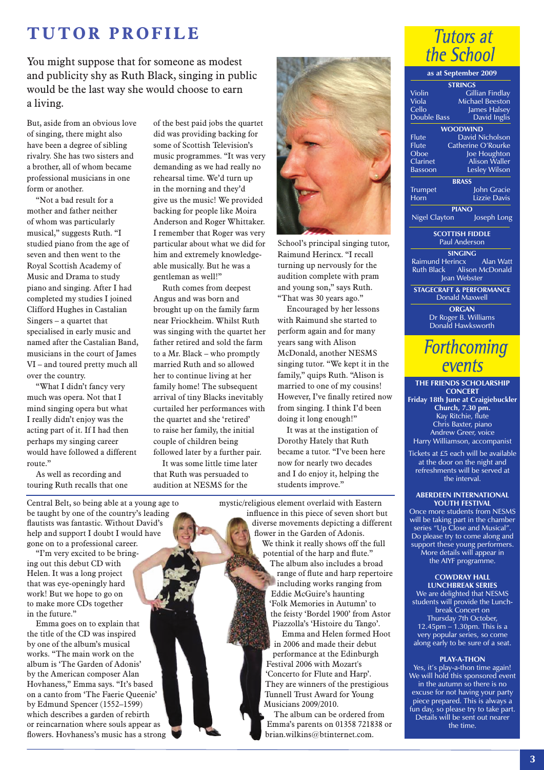# TUTOR PROFILE

You might suppose that for someone as modest and publicity shy as Ruth Black, singing in public would be the last way she would choose to earn a living.

But, aside from an obvious love of singing, there might also have been a degree of sibling rivalry. She has two sisters and a brother, all of whom became professional musicians in one form or another.

"Not a bad result for a mother and father neither of whom was particularly musical," suggests Ruth. "I studied piano from the age of seven and then went to the Royal Scottish Academy of Music and Drama to study piano and singing. After I had completed my studies I joined Clifford Hughes in Castalian Singers – a quartet that specialised in early music and named after the Castalian Band, musicians in the court of James VI – and toured pretty much all over the country.

"What I didn't fancy very much was opera. Not that I mind singing opera but what I really didn't enjoy was the acting part of it. If I had then perhaps my singing career would have followed a different route."

As well as recording and touring Ruth recalls that one of the best paid jobs the quartet did was providing backing for some of Scottish Television's music programmes. "It was very demanding as we had really no rehearsal time. We'd turn up in the morning and they'd give us the music! We provided backing for people like Moira Anderson and Roger Whittaker. I remember that Roger was very particular about what we did for him and extremely knowledgeable musically. But he was a gentleman as well!"

Ruth comes from deepest Angus and was born and brought up on the family farm near Friockheim. Whilst Ruth was singing with the quartet her father retired and sold the farm to a Mr. Black – who promptly married Ruth and so allowed her to continue living at her family home! The subsequent arrival of tiny Blacks inevitably curtailed her performances with the quartet and she 'retired' to raise her family, the initial couple of children being followed later by a further pair.

It was some little time later that Ruth was persuaded to audition at NESMS for the School's principal singing tutor, Raimund Herincx. "I recall turning up nervously for the audition complete with pram and young son," says Ruth. "That was 30 years ago."

Encouraged by her lessons with Raimund she started to perform again and for many years sang with Alison McDonald, another NESMS singing tutor. "We kept it in the family," quips Ruth. "Alison is married to one of my cousins! However, I've finally retired now from singing. I think I'd been doing it long enough!"

It was at the instigation of Dorothy Hately that Ruth became a tutor. "I've been here now for nearly two decades and I do enjoy it, helping the students improve."

---

Central Belt, so being able at a young age to be taught by one of the country's leading flautists was fantastic. Without David's help and support I doubt I would have gone on to a professional career.

"I'm very excited to be bringing out this debut CD with Helen. It was a long project that was eye-openingly hard work! But we hope to go on to make more CDs together in the future."

Emma goes on to explain that the title of the CD was inspired by one of the album's musical works. "The main work on the album is 'The Garden of Adonis' by the American composer Alan Hovhaness," Emma says. "It's based on a canto from 'The Faerie Queenie' by Edmund Spencer (1552–1599) which describes a garden of rebirth or reincarnation where souls appear as flowers. Hovhaness's music has a strong mystic/religious element overlaid with Eastern influence in this piece of seven short but diverse movements depicting a different flower in the Garden of Adonis. We think it really shows off the full potential of the harp and flute."

The album also includes a broad range of flute and harp repertoire including works ranging from Eddie McGuire's haunting 'Folk Memories in Autumn' to the feisty 'Bordel 1900' from Astor Piazzolla's 'Histoire du Tango'.

Emma and Helen formed Hoot in 2006 and made their debut performance at the Edinburgh Festival 2006 with Mozart's 'Concerto for Flute and Harp'. They are winners of the prestigious Tunnell Trust Award for Young Musicians 2009/2010.

The album can be ordered from Emma's parents on 01358 721838 or brian.wilkins@btinternet.com.

---

## Tutors at the School

**as at September 2009**

**STRINGS**

| | |
|---|---|
| Violin | Gillian Findlay |
| Viola | Michael Beeston |
| Cello | James Halsey |
| Double Bass | David Inglis |

**WOODWIND**

| | |
|---|---|
| Flute | David Nicholson |
| Flute | Catherine O'Rourke |
| Oboe | Joe Houghton |
| Clarinet | Alison Waller |
| Bassoon | Lesley Wilson |

**BRASS**

| | |
|---|---|
| Trumpet | John Gracie |
| Horn | Lizzie Davis |

**PIANO**

Nigel Clayton, Joseph Long

**SCOTTISH FIDDLE**

Paul Anderson

**SINGING**

Raimund Herincx, Alan Watt, Ruth Black, Alison McDonald, Jean Webster

**STAGECRAFT & PERFORMANCE**

Donald Maxwell

**ORGAN**

Dr Roger B. Williams, Donald Hawksworth

## Forthcoming events

**THE FRIENDS SCHOLARSHIP CONCERT**
**Friday 18th June at Craigiebuckler Church, 7.30 pm.**
Kay Ritchie, flute
Chris Baxter, piano
Andrew Greer, voice
Harry Williamson, accompanist

Tickets at £5 each will be available at the door on the night and refreshments will be served at the interval.

**ABERDEEN INTERNATIONAL YOUTH FESTIVAL**

Once more students from NESMS will be taking part in the chamber series "Up Close and Musical". Do please try to come along and support these young performers. More details will appear in the AIYF programme.

**COWDRAY HALL LUNCHBREAK SERIES**

We are delighted that NESMS students will provide the Lunchbreak Concert on Thursday 7th October, 12.45pm – 1.30pm. This is a very popular series, so come along early to be sure of a seat.

**PLAY-A-THON**

Yes, it's play-a-thon time again! We will hold this sponsored event in the autumn so there is no excuse for not having your party piece prepared. This is always a fun day, so please try to take part. Details will be sent out nearer the time.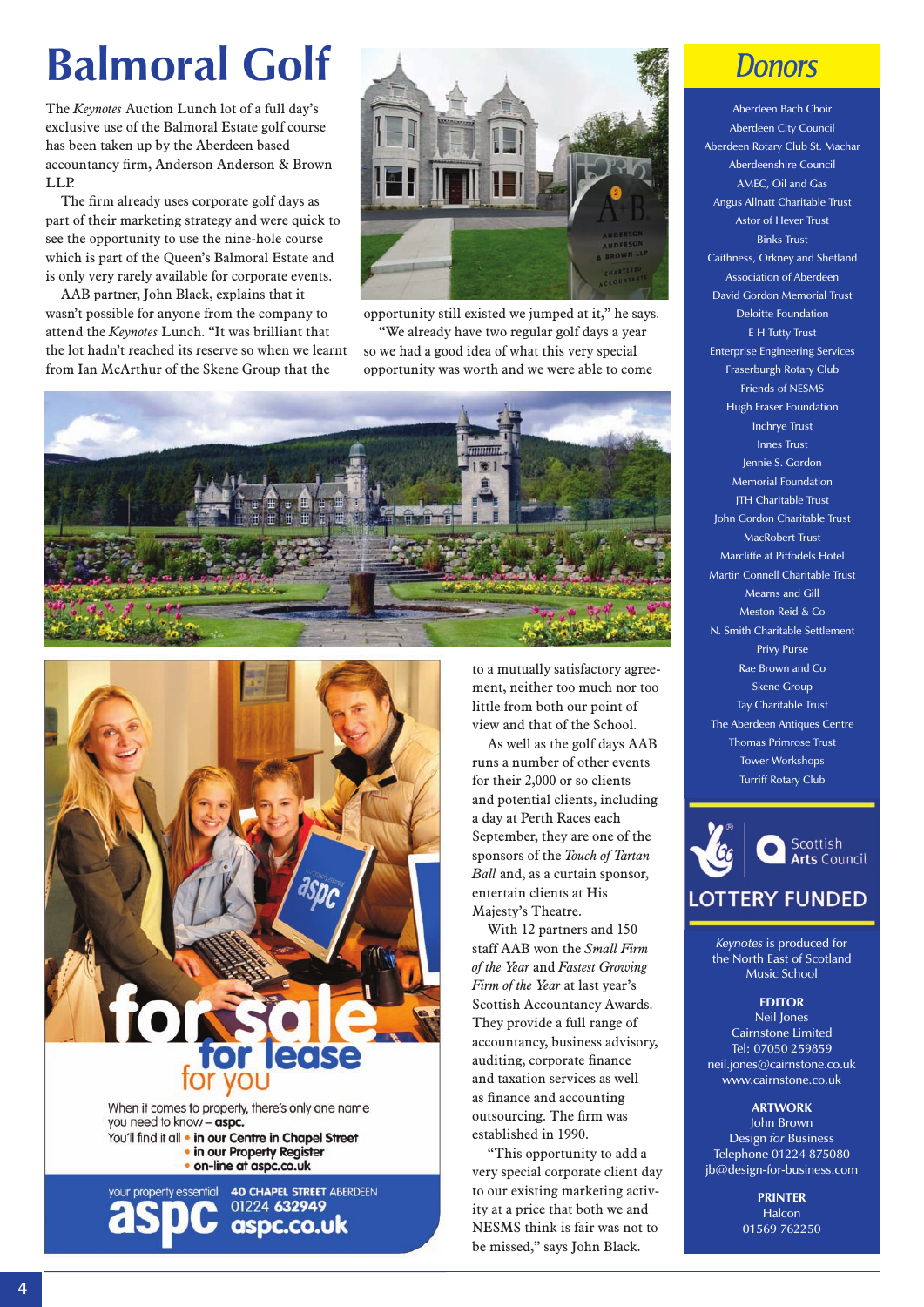# Balmoral Golf

The *Keynotes* Auction Lunch lot of a full day's exclusive use of the Balmoral Estate golf course has been taken up by the Aberdeen based accountancy firm, Anderson Anderson & Brown LLP.

The firm already uses corporate golf days as part of their marketing strategy and were quick to see the opportunity to use the nine-hole course which is part of the Queen's Balmoral Estate and is only very rarely available for corporate events.

AAB partner, John Black, explains that it wasn't possible for anyone from the company to attend the *Keynotes* Lunch. "It was brilliant that the lot hadn't reached its reserve so when we learnt from Ian McArthur of the Skene Group that the opportunity still existed we jumped at it," he says.

"We already have two regular golf days a year so we had a good idea of what this very special opportunity was worth and we were able to come to a mutually satisfactory agreement, neither too much nor too little from both our point of view and that of the School.

As well as the golf days AAB runs a number of other events for their 2,000 or so clients and potential clients, including a day at Perth Races each September, they are one of the sponsors of the *Touch of Tartan Ball* and, as a curtain sponsor, entertain clients at His Majesty's Theatre.

With 12 partners and 150 staff AAB won the *Small Firm of the Year* and *Fastest Growing Firm of the Year* at last year's Scottish Accountancy Awards. They provide a full range of accountancy, business advisory, auditing, corporate finance and taxation services as well as finance and accounting outsourcing. The firm was established in 1990.

"This opportunity to add a very special corporate client day to our existing marketing activity at a price that both we and NESMS think is fair was not to be missed," says John Black.

for sale
for lease
for you

When it comes to property, there's only one name you need to know – **aspc.**
You'll find it all
- **in our Centre in Chapel Street**
- **in our Property Register**
- **on-line at aspc.co.uk**

your property essential **aspc** **40 CHAPEL STREET** ABERDEEN 01224 **632949** **aspc.co.uk**

## Donors

Aberdeen Bach Choir
Aberdeen City Council
Aberdeen Rotary Club St. Machar
Aberdeenshire Council
AMEC, Oil and Gas
Angus Allnatt Charitable Trust
Astor of Hever Trust
Binks Trust
Caithness, Orkney and Shetland Association of Aberdeen
David Gordon Memorial Trust
Deloitte Foundation
E H Tutty Trust
Enterprise Engineering Services
Fraserburgh Rotary Club
Friends of NESMS
Hugh Fraser Foundation
Inchrye Trust
Innes Trust
Jennie S. Gordon Memorial Foundation
JTH Charitable Trust
John Gordon Charitable Trust
MacRobert Trust
Marcliffe at Pitfodels Hotel
Martin Connell Charitable Trust
Mearns and Gill
Meston Reid & Co
N. Smith Charitable Settlement
Privy Purse
Rae Brown and Co
Skene Group
Tay Charitable Trust
The Aberdeen Antiques Centre
Thomas Primrose Trust
Tower Workshops
Turriff Rotary Club

Scottish Arts Council
LOTTERY FUNDED

*Keynotes* is produced for the North East of Scotland Music School

**EDITOR**
Neil Jones
Cairnstone Limited
Tel: 07050 259859
neil.jones@cairnstone.co.uk
www.cairnstone.co.uk

**ARTWORK**
John Brown
Design *for* Business
Telephone 01224 875080
jb@design-for-business.com

**PRINTER**
Halcon
01569 762250